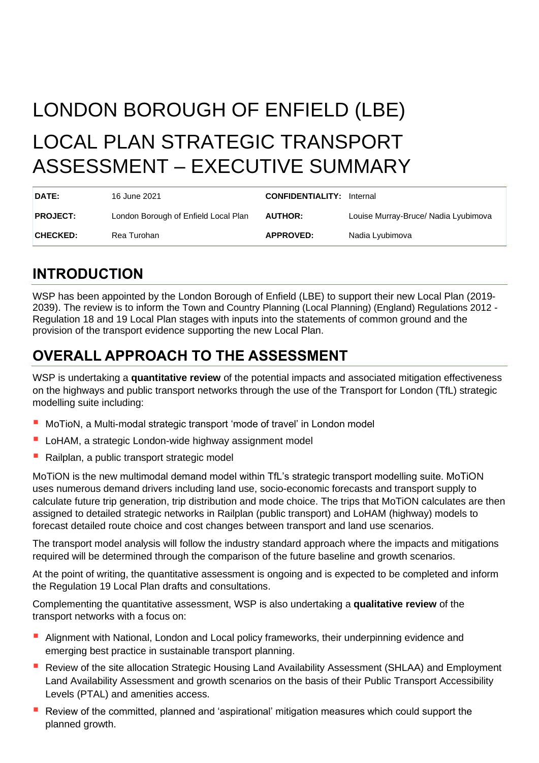# LONDON BOROUGH OF ENFIELD (LBE)

# LOCAL PLAN STRATEGIC TRANSPORT ASSESSMENT – EXECUTIVE SUMMARY

| | | | |
|---|---|---|---|
| **DATE:** | 16 June 2021 | **CONFIDENTIALITY:** | Internal |
| **PROJECT:** | London Borough of Enfield Local Plan | **AUTHOR:** | Louise Murray-Bruce/ Nadia Lyubimova |
| **CHECKED:** | Rea Turohan | **APPROVED:** | Nadia Lyubimova |

## INTRODUCTION

WSP has been appointed by the London Borough of Enfield (LBE) to support their new Local Plan (2019-2039). The review is to inform the Town and Country Planning (Local Planning) (England) Regulations 2012 - Regulation 18 and 19 Local Plan stages with inputs into the statements of common ground and the provision of the transport evidence supporting the new Local Plan.

## OVERALL APPROACH TO THE ASSESSMENT

WSP is undertaking a **quantitative review** of the potential impacts and associated mitigation effectiveness on the highways and public transport networks through the use of the Transport for London (TfL) strategic modelling suite including:

- MoTioN, a Multi-modal strategic transport 'mode of travel' in London model
- LoHAM, a strategic London-wide highway assignment model
- Railplan, a public transport strategic model

MoTiON is the new multimodal demand model within TfL's strategic transport modelling suite. MoTiON uses numerous demand drivers including land use, socio-economic forecasts and transport supply to calculate future trip generation, trip distribution and mode choice. The trips that MoTiON calculates are then assigned to detailed strategic networks in Railplan (public transport) and LoHAM (highway) models to forecast detailed route choice and cost changes between transport and land use scenarios.

The transport model analysis will follow the industry standard approach where the impacts and mitigations required will be determined through the comparison of the future baseline and growth scenarios.

At the point of writing, the quantitative assessment is ongoing and is expected to be completed and inform the Regulation 19 Local Plan drafts and consultations.

Complementing the quantitative assessment, WSP is also undertaking a **qualitative review** of the transport networks with a focus on:

- Alignment with National, London and Local policy frameworks, their underpinning evidence and emerging best practice in sustainable transport planning.
- Review of the site allocation Strategic Housing Land Availability Assessment (SHLAA) and Employment Land Availability Assessment and growth scenarios on the basis of their Public Transport Accessibility Levels (PTAL) and amenities access.
- Review of the committed, planned and 'aspirational' mitigation measures which could support the planned growth.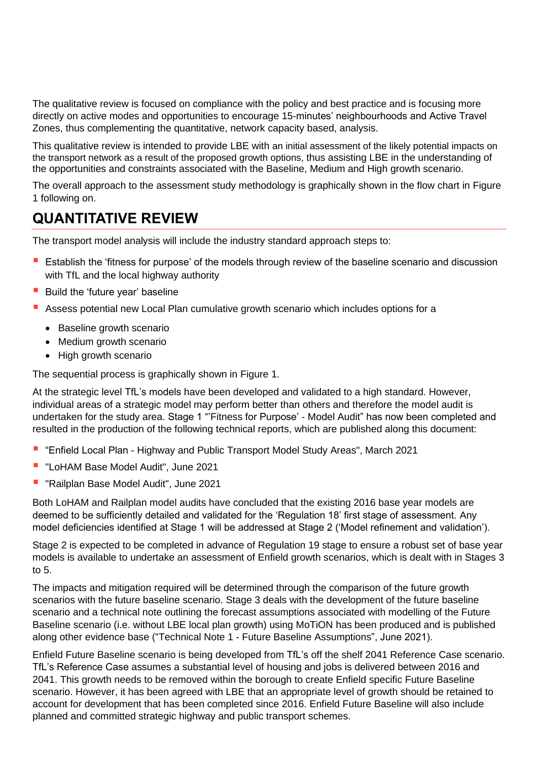The qualitative review is focused on compliance with the policy and best practice and is focusing more directly on active modes and opportunities to encourage 15-minutes' neighbourhoods and Active Travel Zones, thus complementing the quantitative, network capacity based, analysis.

This qualitative review is intended to provide LBE with an initial assessment of the likely potential impacts on the transport network as a result of the proposed growth options, thus assisting LBE in the understanding of the opportunities and constraints associated with the Baseline, Medium and High growth scenario.

The overall approach to the assessment study methodology is graphically shown in the flow chart in Figure 1 following on.

## QUANTITATIVE REVIEW

The transport model analysis will include the industry standard approach steps to:

- Establish the 'fitness for purpose' of the models through review of the baseline scenario and discussion with TfL and the local highway authority
- Build the 'future year' baseline
- Assess potential new Local Plan cumulative growth scenario which includes options for a
  - Baseline growth scenario
  - Medium growth scenario
  - High growth scenario

The sequential process is graphically shown in Figure 1.

At the strategic level TfL's models have been developed and validated to a high standard. However, individual areas of a strategic model may perform better than others and therefore the model audit is undertaken for the study area. Stage 1 "'Fitness for Purpose' - Model Audit" has now been completed and resulted in the production of the following technical reports, which are published along this document:

- "Enfield Local Plan - Highway and Public Transport Model Study Areas", March 2021
- "LoHAM Base Model Audit", June 2021
- "Railplan Base Model Audit", June 2021

Both LoHAM and Railplan model audits have concluded that the existing 2016 base year models are deemed to be sufficiently detailed and validated for the 'Regulation 18' first stage of assessment. Any model deficiencies identified at Stage 1 will be addressed at Stage 2 ('Model refinement and validation').

Stage 2 is expected to be completed in advance of Regulation 19 stage to ensure a robust set of base year models is available to undertake an assessment of Enfield growth scenarios, which is dealt with in Stages 3 to 5.

The impacts and mitigation required will be determined through the comparison of the future growth scenarios with the future baseline scenario. Stage 3 deals with the development of the future baseline scenario and a technical note outlining the forecast assumptions associated with modelling of the Future Baseline scenario (i.e. without LBE local plan growth) using MoTiON has been produced and is published along other evidence base ("Technical Note 1 - Future Baseline Assumptions", June 2021).

Enfield Future Baseline scenario is being developed from TfL's off the shelf 2041 Reference Case scenario. TfL's Reference Case assumes a substantial level of housing and jobs is delivered between 2016 and 2041. This growth needs to be removed within the borough to create Enfield specific Future Baseline scenario. However, it has been agreed with LBE that an appropriate level of growth should be retained to account for development that has been completed since 2016. Enfield Future Baseline will also include planned and committed strategic highway and public transport schemes.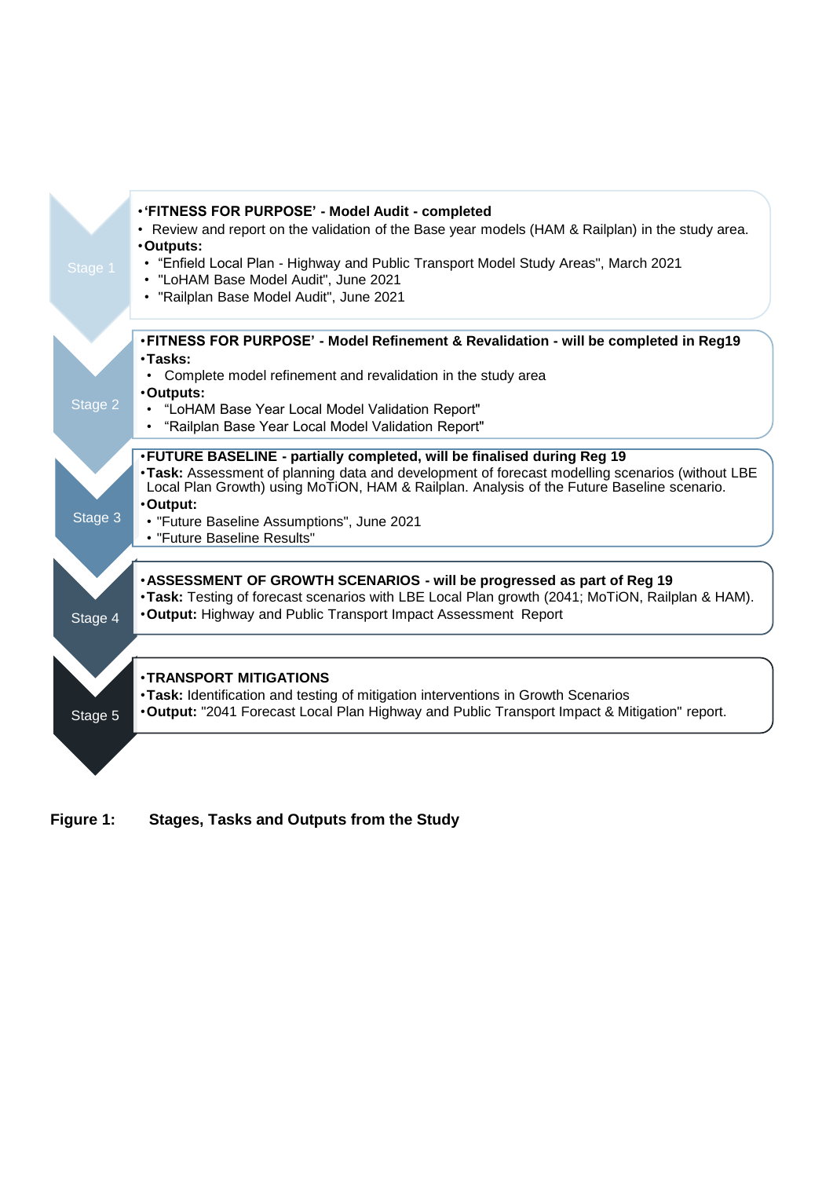**Stage 1**

- **'FITNESS FOR PURPOSE' - Model Audit - completed**
  - Review and report on the validation of the Base year models (HAM & Railplan) in the study area.
- **Outputs:**
  - "Enfield Local Plan - Highway and Public Transport Model Study Areas", March 2021
  - "LoHAM Base Model Audit", June 2021
  - "Railplan Base Model Audit", June 2021

**Stage 2**

- **'FITNESS FOR PURPOSE' - Model Refinement & Revalidation - will be completed in Reg19**
- **Tasks:**
  - Complete model refinement and revalidation in the study area
- **Outputs:**
  - "LoHAM Base Year Local Model Validation Report"
  - "Railplan Base Year Local Model Validation Report"

**Stage 3**

- **FUTURE BASELINE - partially completed, will be finalised during Reg 19**
- **Task:** Assessment of planning data and development of forecast modelling scenarios (without LBE Local Plan Growth) using MoTiON, HAM & Railplan. Analysis of the Future Baseline scenario.
- **Output:**
  - "Future Baseline Assumptions", June 2021
  - "Future Baseline Results"

**Stage 4**

- **ASSESSMENT OF GROWTH SCENARIOS - will be progressed as part of Reg 19**
- **Task:** Testing of forecast scenarios with LBE Local Plan growth (2041; MoTiON, Railplan & HAM).
- **Output:** Highway and Public Transport Impact Assessment Report

**Stage 5**

- **TRANSPORT MITIGATIONS**
- **Task:** Identification and testing of mitigation interventions in Growth Scenarios
- **Output:** "2041 Forecast Local Plan Highway and Public Transport Impact & Mitigation" report.

**Figure 1: Stages, Tasks and Outputs from the Study**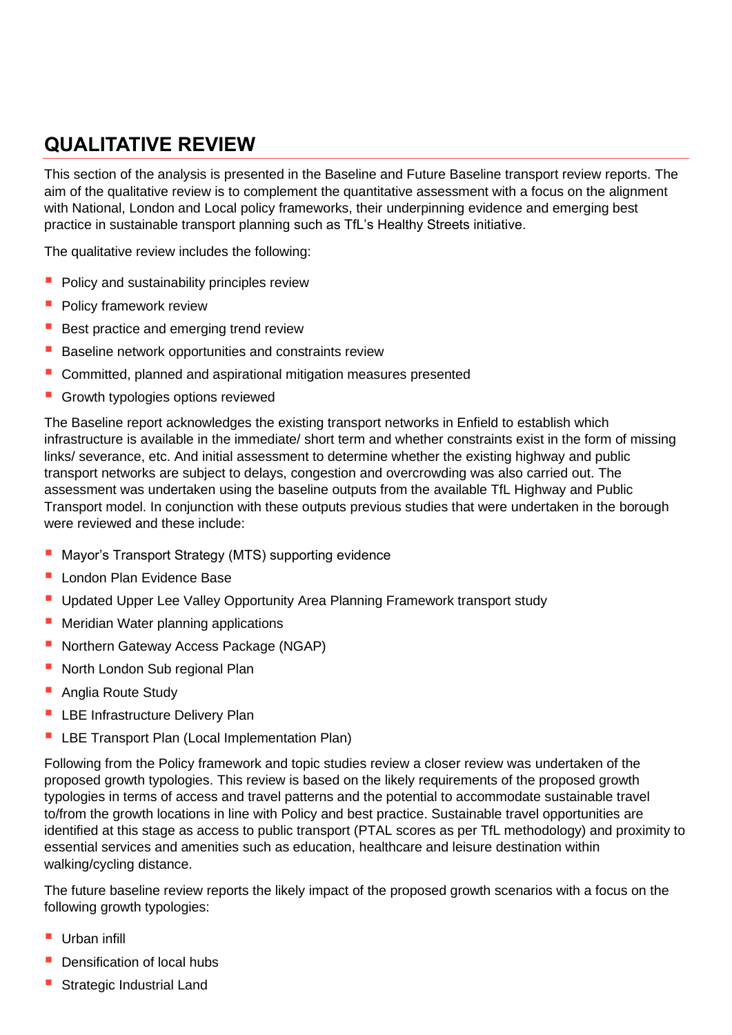## QUALITATIVE REVIEW

This section of the analysis is presented in the Baseline and Future Baseline transport review reports. The aim of the qualitative review is to complement the quantitative assessment with a focus on the alignment with National, London and Local policy frameworks, their underpinning evidence and emerging best practice in sustainable transport planning such as TfL's Healthy Streets initiative.

The qualitative review includes the following:

- Policy and sustainability principles review
- Policy framework review
- Best practice and emerging trend review
- Baseline network opportunities and constraints review
- Committed, planned and aspirational mitigation measures presented
- Growth typologies options reviewed

The Baseline report acknowledges the existing transport networks in Enfield to establish which infrastructure is available in the immediate/ short term and whether constraints exist in the form of missing links/ severance, etc. And initial assessment to determine whether the existing highway and public transport networks are subject to delays, congestion and overcrowding was also carried out. The assessment was undertaken using the baseline outputs from the available TfL Highway and Public Transport model. In conjunction with these outputs previous studies that were undertaken in the borough were reviewed and these include:

- Mayor's Transport Strategy (MTS) supporting evidence
- London Plan Evidence Base
- Updated Upper Lee Valley Opportunity Area Planning Framework transport study
- Meridian Water planning applications
- Northern Gateway Access Package (NGAP)
- North London Sub regional Plan
- Anglia Route Study
- LBE Infrastructure Delivery Plan
- LBE Transport Plan (Local Implementation Plan)

Following from the Policy framework and topic studies review a closer review was undertaken of the proposed growth typologies. This review is based on the likely requirements of the proposed growth typologies in terms of access and travel patterns and the potential to accommodate sustainable travel to/from the growth locations in line with Policy and best practice. Sustainable travel opportunities are identified at this stage as access to public transport (PTAL scores as per TfL methodology) and proximity to essential services and amenities such as education, healthcare and leisure destination within walking/cycling distance.

The future baseline review reports the likely impact of the proposed growth scenarios with a focus on the following growth typologies:

- Urban infill
- Densification of local hubs
- Strategic Industrial Land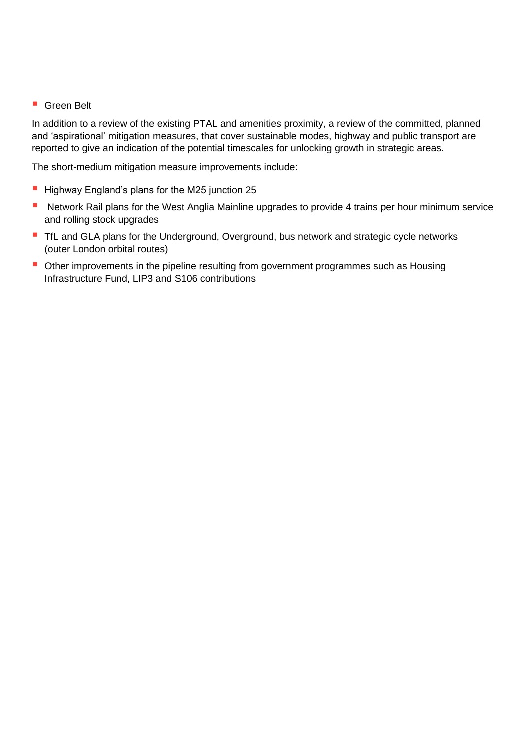- Green Belt

In addition to a review of the existing PTAL and amenities proximity, a review of the committed, planned and 'aspirational' mitigation measures, that cover sustainable modes, highway and public transport are reported to give an indication of the potential timescales for unlocking growth in strategic areas.

The short-medium mitigation measure improvements include:

- Highway England's plans for the M25 junction 25
- Network Rail plans for the West Anglia Mainline upgrades to provide 4 trains per hour minimum service and rolling stock upgrades
- TfL and GLA plans for the Underground, Overground, bus network and strategic cycle networks (outer London orbital routes)
- Other improvements in the pipeline resulting from government programmes such as Housing Infrastructure Fund, LIP3 and S106 contributions